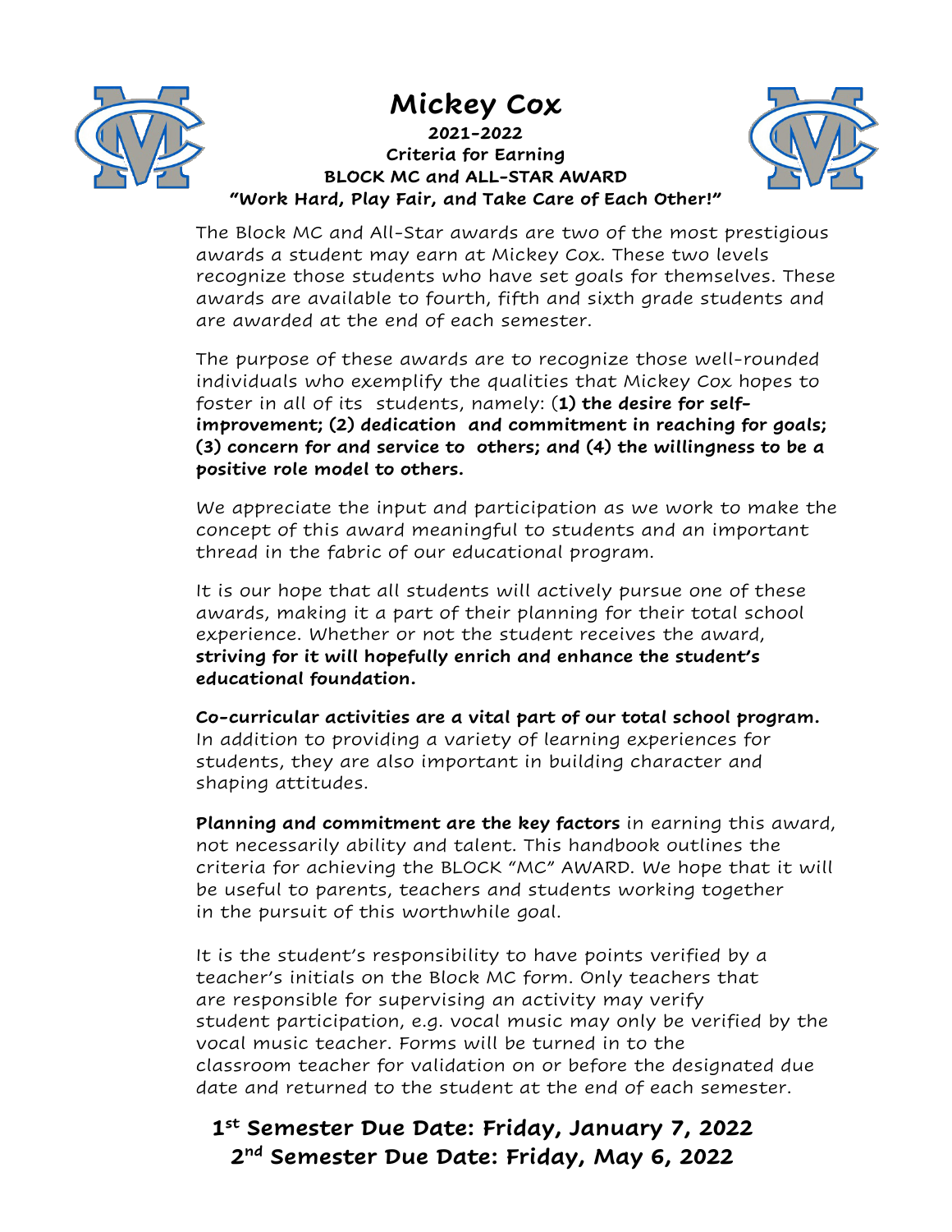# Mickey Cox

**2021-2022**
**Criteria for Earning**
**BLOCK MC and ALL-STAR AWARD**
**"Work Hard, Play Fair, and Take Care of Each Other!"**

The Block MC and All-Star awards are two of the most prestigious awards a student may earn at Mickey Cox. These two levels recognize those students who have set goals for themselves. These awards are available to fourth, fifth and sixth grade students and are awarded at the end of each semester.

The purpose of these awards are to recognize those well-rounded individuals who exemplify the qualities that Mickey Cox hopes to foster in all of its students, namely: (**1) the desire for self-improvement; (2) dedication and commitment in reaching for goals; (3) concern for and service to others; and (4) the willingness to be a positive role model to others.**

We appreciate the input and participation as we work to make the concept of this award meaningful to students and an important thread in the fabric of our educational program.

It is our hope that all students will actively pursue one of these awards, making it a part of their planning for their total school experience. Whether or not the student receives the award, **striving for it will hopefully enrich and enhance the student's educational foundation.**

**Co-curricular activities are a vital part of our total school program.** In addition to providing a variety of learning experiences for students, they are also important in building character and shaping attitudes.

**Planning and commitment are the key factors** in earning this award, not necessarily ability and talent. This handbook outlines the criteria for achieving the BLOCK "MC" AWARD. We hope that it will be useful to parents, teachers and students working together in the pursuit of this worthwhile goal.

It is the student's responsibility to have points verified by a teacher's initials on the Block MC form. Only teachers that are responsible for supervising an activity may verify student participation, e.g. vocal music may only be verified by the vocal music teacher. Forms will be turned in to the classroom teacher for validation on or before the designated due date and returned to the student at the end of each semester.

**1st Semester Due Date: Friday, January 7, 2022**
**2nd Semester Due Date: Friday, May 6, 2022**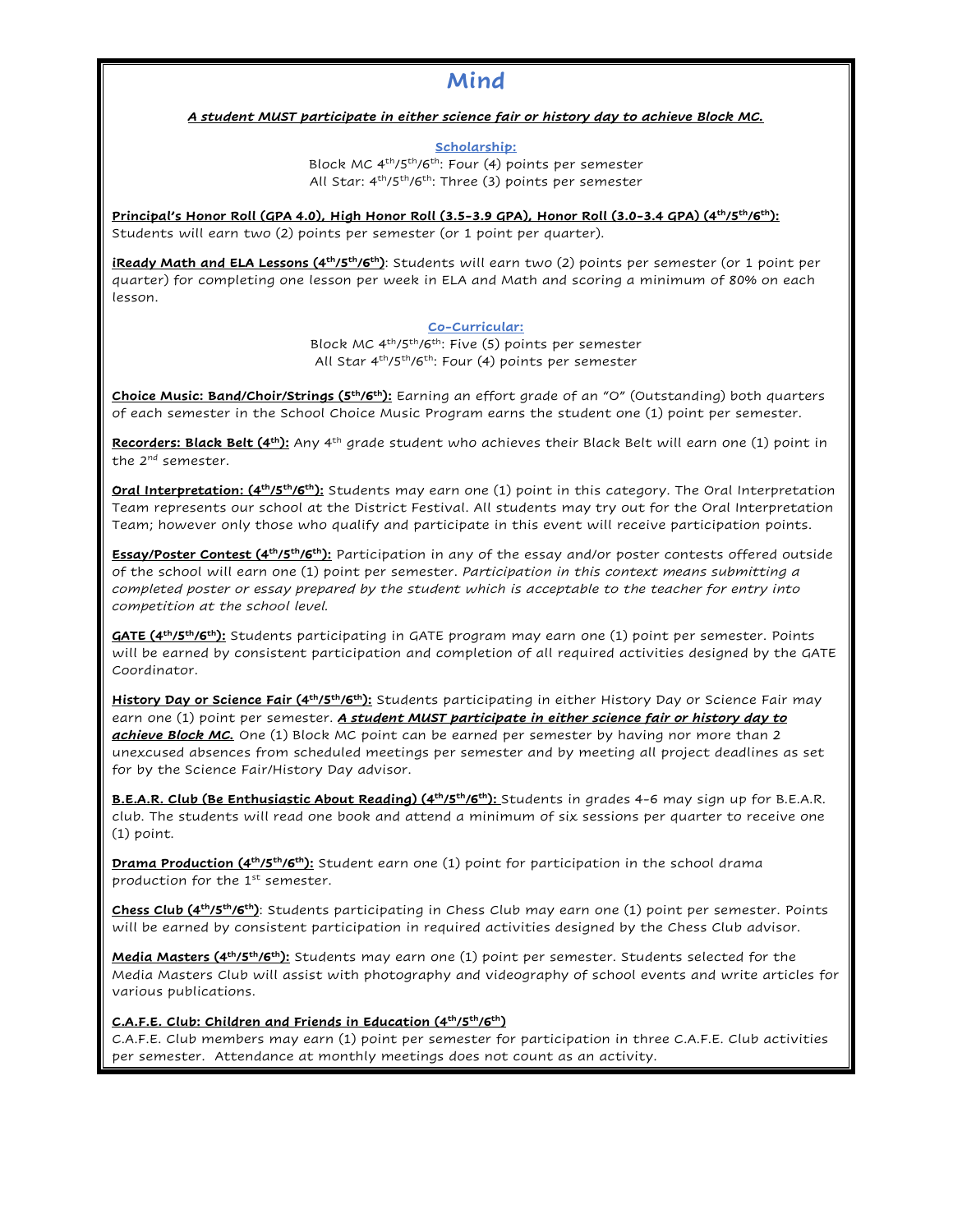# Mind

***A student MUST participate in either science fair or history day to achieve Block MC.***

## Scholarship:

Block MC 4th/5th/6th: Four (4) points per semester
All Star: 4th/5th/6th: Three (3) points per semester

**Principal's Honor Roll (GPA 4.0), High Honor Roll (3.5-3.9 GPA), Honor Roll (3.0-3.4 GPA) (4th/5th/6th):** Students will earn two (2) points per semester (or 1 point per quarter).

**iReady Math and ELA Lessons (4th/5th/6th)**: Students will earn two (2) points per semester (or 1 point per quarter) for completing one lesson per week in ELA and Math and scoring a minimum of 80% on each lesson.

## Co-Curricular:

Block MC 4th/5th/6th: Five (5) points per semester
All Star 4th/5th/6th: Four (4) points per semester

**Choice Music: Band/Choir/Strings (5th/6th):** Earning an effort grade of an "O" (Outstanding) both quarters of each semester in the School Choice Music Program earns the student one (1) point per semester.

**Recorders: Black Belt (4th):** Any 4th grade student who achieves their Black Belt will earn one (1) point in the 2nd semester.

**Oral Interpretation: (4th/5th/6th):** Students may earn one (1) point in this category. The Oral Interpretation Team represents our school at the District Festival. All students may try out for the Oral Interpretation Team; however only those who qualify and participate in this event will receive participation points.

**Essay/Poster Contest (4th/5th/6th):** Participation in any of the essay and/or poster contests offered outside of the school will earn one (1) point per semester. *Participation in this context means submitting a completed poster or essay prepared by the student which is acceptable to the teacher for entry into competition at the school level.*

**GATE (4th/5th/6th):** Students participating in GATE program may earn one (1) point per semester. Points will be earned by consistent participation and completion of all required activities designed by the GATE Coordinator.

**History Day or Science Fair (4th/5th/6th):** Students participating in either History Day or Science Fair may earn one (1) point per semester. ***A student MUST participate in either science fair or history day to achieve Block MC.*** One (1) Block MC point can be earned per semester by having nor more than 2 unexcused absences from scheduled meetings per semester and by meeting all project deadlines as set for by the Science Fair/History Day advisor.

**B.E.A.R. Club (Be Enthusiastic About Reading) (4th/5th/6th):** Students in grades 4-6 may sign up for B.E.A.R. club. The students will read one book and attend a minimum of six sessions per quarter to receive one (1) point.

**Drama Production (4th/5th/6th):** Student earn one (1) point for participation in the school drama production for the 1st semester.

**Chess Club (4th/5th/6th)**: Students participating in Chess Club may earn one (1) point per semester. Points will be earned by consistent participation in required activities designed by the Chess Club advisor.

**Media Masters (4th/5th/6th):** Students may earn one (1) point per semester. Students selected for the Media Masters Club will assist with photography and videography of school events and write articles for various publications.

**C.A.F.E. Club: Children and Friends in Education (4th/5th/6th)**
C.A.F.E. Club members may earn (1) point per semester for participation in three C.A.F.E. Club activities per semester. Attendance at monthly meetings does not count as an activity.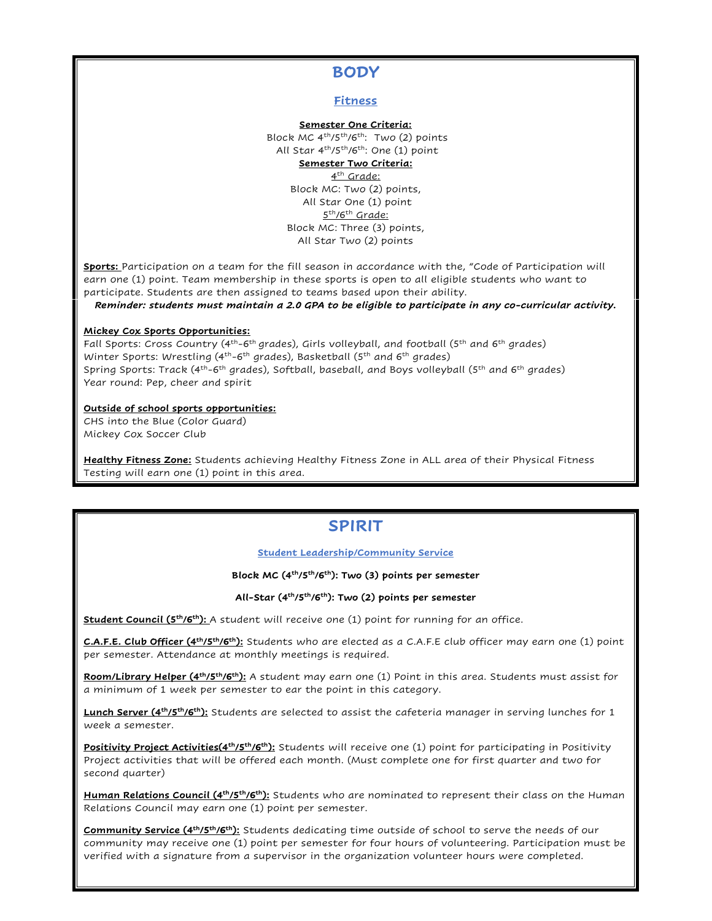# BODY

## Fitness

**Semester One Criteria:**

Block MC 4th/5th/6th: Two (2) points
All Star 4th/5th/6th: One (1) point

**Semester Two Criteria:**

4th Grade:
Block MC: Two (2) points,
All Star One (1) point

5th/6th Grade:
Block MC: Three (3) points,
All Star Two (2) points

**Sports:** Participation on a team for the fill season in accordance with the, "Code of Participation will earn one (1) point. Team membership in these sports is open to all eligible students who want to participate. Students are then assigned to teams based upon their ability.

***Reminder: students must maintain a 2.0 GPA to be eligible to participate in any co-curricular activity.***

**Mickey Cox Sports Opportunities:**
Fall Sports: Cross Country (4th-6th grades), Girls volleyball, and football (5th and 6th grades)
Winter Sports: Wrestling (4th-6th grades), Basketball (5th and 6th grades)
Spring Sports: Track (4th-6th grades), Softball, baseball, and Boys volleyball (5th and 6th grades)
Year round: Pep, cheer and spirit

**Outside of school sports opportunities:**
CHS into the Blue (Color Guard)
Mickey Cox Soccer Club

**Healthy Fitness Zone:** Students achieving Healthy Fitness Zone in ALL area of their Physical Fitness Testing will earn one (1) point in this area.

# SPIRIT

## Student Leadership/Community Service

**Block MC (4th/5th/6th): Two (3) points per semester**

**All-Star (4th/5th/6th): Two (2) points per semester**

**Student Council (5th/6th):** A student will receive one (1) point for running for an office.

**C.A.F.E. Club Officer (4th/5th/6th):** Students who are elected as a C.A.F.E club officer may earn one (1) point per semester. Attendance at monthly meetings is required.

**Room/Library Helper (4th/5th/6th):** A student may earn one (1) Point in this area. Students must assist for a minimum of 1 week per semester to ear the point in this category.

**Lunch Server (4th/5th/6th):** Students are selected to assist the cafeteria manager in serving lunches for 1 week a semester.

**Positivity Project Activities(4th/5th/6th):** Students will receive one (1) point for participating in Positivity Project activities that will be offered each month. (Must complete one for first quarter and two for second quarter)

**Human Relations Council (4th/5th/6th):** Students who are nominated to represent their class on the Human Relations Council may earn one (1) point per semester.

**Community Service (4th/5th/6th):** Students dedicating time outside of school to serve the needs of our community may receive one (1) point per semester for four hours of volunteering. Participation must be verified with a signature from a supervisor in the organization volunteer hours were completed.